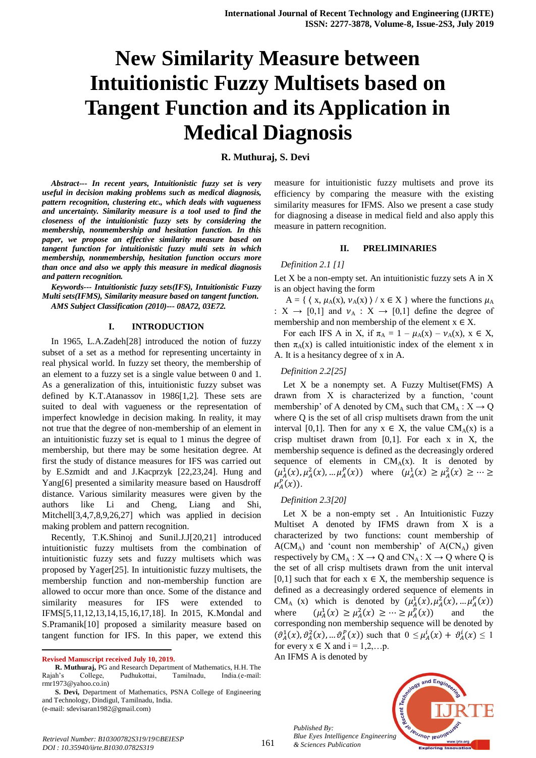# New Similarity Measure between Intuitionistic Fuzzy Multisets based on Tangent Function and its Application in Medical Diagnosis

**R. Muthuraj, S. Devi**

***Abstract--- In recent years, Intuitionistic fuzzy set is very useful in decision making problems such as medical diagnosis, pattern recognition, clustering etc., which deals with vagueness and uncertainty. Similarity measure is a tool used to find the closeness of the intuitionistic fuzzy sets by considering the membership, nonmembership and hesitation function. In this paper, we propose an effective similarity measure based on tangent function for intuitionistic fuzzy multi sets in which membership, nonmembership, hesitation function occurs more than once and also we apply this measure in medical diagnosis and pattern recognition.***

***Keywords--- Intuitionistic fuzzy sets(IFS), Intuitionistic Fuzzy Multi sets(IFMS), Similarity measure based on tangent function.***

***AMS Subject Classification (2010)--- 08A72, 03E72.***

## I. INTRODUCTION

In 1965, L.A.Zadeh[28] introduced the notion of fuzzy subset of a set as a method for representing uncertainty in real physical world. In fuzzy set theory, the membership of an element to a fuzzy set is a single value between 0 and 1. As a generalization of this, intuitionistic fuzzy subset was defined by K.T.Atanassov in 1986[1,2]. These sets are suited to deal with vagueness or the representation of imperfect knowledge in decision making. In reality, it may not true that the degree of non-membership of an element in an intuitionistic fuzzy set is equal to 1 minus the degree of membership, but there may be some hesitation degree. At first the study of distance measures for IFS was carried out by E.Szmidt and and J.Kacprzyk [22,23,24]. Hung and Yang[6] presented a similarity measure based on Hausdroff distance. Various similarity measures were given by the authors like Li and Cheng, Liang and Shi, Mitchell[3,4,7,8,9,26,27] which was applied in decision making problem and pattern recognition.

Recently, T.K.Shinoj and Sunil.J.J[20,21] introduced intuitionistic fuzzy multisets from the combination of intuitionistic fuzzy sets and fuzzy multisets which was proposed by Yager[25]. In intuitionistic fuzzy multisets, the membership function and non-membership function are allowed to occur more than once. Some of the distance and similarity measures for IFS were extended to IFMS[5,11,12,13,14,15,16,17,18]. In 2015, K.Mondal and S.Pramanik[10] proposed a similarity measure based on tangent function for IFS. In this paper, we extend this measure for intuitionistic fuzzy multisets and prove its efficiency by comparing the measure with the existing similarity measures for IFMS. Also we present a case study for diagnosing a disease in medical field and also apply this measure in pattern recognition.

## II. PRELIMINARIES

*Definition 2.1 [1]*

Let X be a non-empty set. An intuitionistic fuzzy sets A in X is an object having the form

A = { ⟨ x, $\mu_A(x)$, $\nu_A(x)$ ⟩ / x ∈ X } where the functions $\mu_A : X \rightarrow [0,1]$ and $\nu_A : X \rightarrow [0,1]$ define the degree of membership and non membership of the element x ∈ X.

For each IFS A in X, if $\pi_A = 1 - \mu_A(x) - \nu_A(x)$, x ∈ X, then $\pi_A(x)$ is called intuitionistic index of the element x in A. It is a hesitancy degree of x in A.

*Definition 2.2[25]*

Let X be a nonempty set. A Fuzzy Multiset(FMS) A drawn from X is characterized by a function, 'count membership' of A denoted by $CM_A$ such that $CM_A : X \rightarrow Q$ where Q is the set of all crisp multisets drawn from the unit interval [0,1]. Then for any x ∈ X, the value $CM_A(x)$ is a crisp multiset drawn from [0,1]. For each x in X, the membership sequence is defined as the decreasingly ordered sequence of elements in $CM_A(x)$. It is denoted by $(\mu_A^1(x), \mu_A^2(x), \dots \mu_A^P(x))$ where $(\mu_A^1(x) \geq \mu_A^2(x) \geq \dots \geq \mu_A^P(x))$.

*Definition 2.3[20]*

Let X be a non-empty set . An Intuitionistic Fuzzy Multiset A denoted by IFMS drawn from X is a characterized by two functions: count membership of A($CM_A$) and 'count non membership' of A($CN_A$) given respectively by $CM_A : X \rightarrow Q$ and $CN_A : X \rightarrow Q$ where Q is the set of all crisp multisets drawn from the unit interval [0,1] such that for each x ∈ X, the membership sequence is defined as a decreasingly ordered sequence of elements in $CM_A$ (x) which is denoted by $(\mu_A^1(x), \mu_A^2(x), \dots \mu_A^P(x))$ where $(\mu_A^1(x) \geq \mu_A^2(x) \geq \dots \geq \mu_A^P(x))$ and the corresponding non membership sequence will be denoted by $(\vartheta_A^1(x), \vartheta_A^2(x), \dots \vartheta_A^P(x))$ such that $0 \leq \mu_A^i(x) + \vartheta_A^i(x) \leq 1$ for every x ∈ X and i = 1,2,…p.

An IFMS A is denoted by

---

**Revised Manuscript received July 10, 2019.**

**R. Muthuraj,** PG and Research Department of Mathematics, H.H. The Rajah's College, Pudhukottai, Tamilnadu, India.(e-mail: rmr1973@yahoo.co.in)

**S. Devi,** Department of Mathematics, PSNA College of Engineering and Technology, Dindigul, Tamilnadu, India. (e-mail: sdevisaran1982@gmail.com)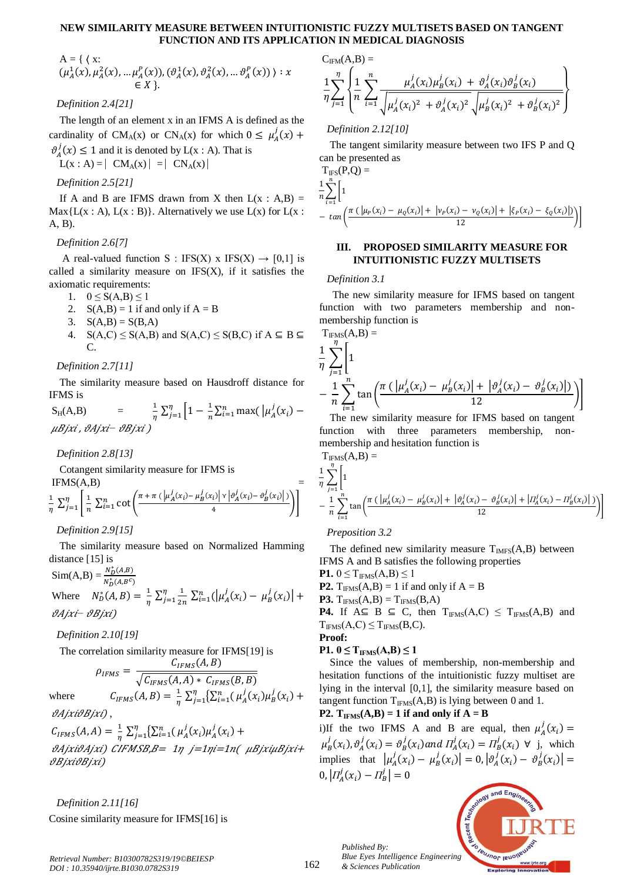$$A = \{ \langle x: (\mu_A^1(x), \mu_A^2(x), \ldots \mu_A^P(x)), (\vartheta_A^1(x), \vartheta_A^2(x), \ldots \vartheta_A^P(x)) \rangle : x \in X \}.$$

*Definition 2.4[21]*

The length of an element x in an IFMS A is defined as the cardinality of $CM_A(x)$ or $CN_A(x)$ for which $0 \leq \mu_A^j(x) + \vartheta_A^j(x) \leq 1$ and it is denoted by L(x : A). That is

$L(x : A) = | CM_A(x) | = | CN_A(x) |$

*Definition 2.5[21]*

If A and B are IFMS drawn from X then L(x : A,B) = Max{L(x : A), L(x : B)}. Alternatively we use L(x) for L(x : A, B).

*Definition 2.6[7]*

A real-valued function S : IFS(X) x IFS(X) → [0,1] is called a similarity measure on IFS(X), if it satisfies the axiomatic requirements:

1. $0 \leq S(A,B) \leq 1$
2. S(A,B) = 1 if and only if A = B
3. S(A,B) = S(B,A)
4. $S(A,C) \leq S(A,B)$ and $S(A,C) \leq S(B,C)$ if $A \subseteq B \subseteq C$.

*Definition 2.7[11]*

The similarity measure based on Hausdroff distance for IFMS is

$$S_H(A,B) = \frac{1}{\eta}\sum_{j=1}^{\eta}\left[1 - \frac{1}{n}\sum_{i=1}^{n}\max(|\mu_A^j(x_i) - \mu_B^j(x_i)|, |\vartheta_A^j(x_i) - \vartheta_B^j(x_i)|)\right]$$

*Definition 2.8[13]*

Cotangent similarity measure for IFMS is

$$IFMS(A,B) = \frac{1}{\eta}\sum_{j=1}^{\eta}\left[\frac{1}{n}\sum_{i=1}^{n}\cot\left(\frac{\pi + \pi\,(|\mu_A^j(x_i) - \mu_B^j(x_i)| \vee |\vartheta_A^j(x_i) - \vartheta_B^j(x_i)|)}{4}\right)\right]$$

*Definition 2.9[15]*

The similarity measure based on Normalized Hamming distance [15] is

$$Sim(A,B) = \frac{N_D^*(A,B)}{N_D^*(A,B^c)}$$

Where $N_D^*(A,B) = \frac{1}{\eta}\sum_{j=1}^{\eta}\frac{1}{2n}\sum_{i=1}^{n}(|\mu_A^j(x_i) - \mu_B^j(x_i)| + |\vartheta_A^j(x_i) - \vartheta_B^j(x_i)|)$

*Definition 2.10[19]*

The correlation similarity measure for IFMS[19] is

$$\rho_{IFMS} = \frac{C_{IFMS}(A,B)}{\sqrt{C_{IFMS}(A,A) * C_{IFMS}(B,B)}}$$

where $C_{IFMS}(A,B) = \frac{1}{\eta}\sum_{j=1}^{\eta}\{\sum_{i=1}^{n}(\mu_A^j(x_i)\mu_B^j(x_i) + \vartheta_A^j(x_i)\vartheta_B^j(x_i))\}$,

$C_{IFMS}(A,A) = \frac{1}{\eta}\sum_{j=1}^{\eta}\{\sum_{i=1}^{n}(\mu_A^j(x_i)\mu_A^j(x_i) + \vartheta_A^j(x_i)\vartheta_A^j(x_i))\}$ $C_{IFMS}(B,B) = \frac{1}{\eta}\sum_{j=1}^{\eta}\{\sum_{i=1}^{n}(\mu_B^j(x_i)\mu_B^j(x_i) + \vartheta_B^j(x_i)\vartheta_B^j(x_i))\}$

*Definition 2.11[16]*

Cosine similarity measure for IFMS[16] is

$$C_{IFM}(A,B) = \frac{1}{\eta}\sum_{j=1}^{\eta}\left\{\frac{1}{n}\sum_{i=1}^{n}\frac{\mu_A^j(x_i)\mu_B^j(x_i) + \vartheta_A^j(x_i)\vartheta_B^j(x_i)}{\sqrt{\mu_A^j(x_i)^2 + \vartheta_A^j(x_i)^2}\sqrt{\mu_B^j(x_i)^2 + \vartheta_B^j(x_i)^2}}\right\}$$

*Definition 2.12[10]*

The tangent similarity measure between two IFS P and Q can be presented as

$$T_{IFS}(P,Q) = \frac{1}{n}\sum_{i=1}^{n}\left[1 - \tan\left(\frac{\pi\,(|\mu_P(x_i) - \mu_Q(x_i)| + |\nu_P(x_i) - \nu_Q(x_i)| + |\xi_P(x_i) - \xi_Q(x_i)|)}{12}\right)\right]$$

## III. PROPOSED SIMILARITY MEASURE FOR INTUITIONISTIC FUZZY MULTISETS

*Definition 3.1*

The new similarity measure for IFMS based on tangent function with two parameters membership and non-membership function is

$$T_{IFMS}(A,B) = \frac{1}{\eta}\sum_{j=1}^{\eta}\left[1 - \frac{1}{n}\sum_{i=1}^{n}\tan\left(\frac{\pi\,(|\mu_A^j(x_i) - \mu_B^j(x_i)| + |\vartheta_A^j(x_i) - \vartheta_B^j(x_i)|)}{12}\right)\right]$$

The new similarity measure for IFMS based on tangent function with three parameters membership, non-membership and hesitation function is

$$T_{IFMS}(A,B) = \frac{1}{\eta}\sum_{j=1}^{\eta}\left[1 - \frac{1}{n}\sum_{i=1}^{n}\tan\left(\frac{\pi\,(|\mu_A^j(x_i) - \mu_B^j(x_i)| + |\vartheta_A^j(x_i) - \vartheta_B^j(x_i)| + |\Pi_A^j(x_i) - \Pi_B^j(x_i)|)}{12}\right)\right]$$

*Preposition 3.2*

The defined new similarity measure $T_{IMFS}(A,B)$ between IFMS A and B satisfies the following properties

**P1.** $0 \leq T_{IFMS}(A,B) \leq 1$

**P2.** $T_{IFMS}(A,B) = 1$ if and only if A = B

**P3.** $T_{IFMS}(A,B) = T_{IFMS}(B,A)$

**P4.** If $A \subseteq B \subseteq C$, then $T_{IFMS}(A,C) \leq T_{IFMS}(A,B)$ and $T_{IFMS}(A,C) \leq T_{IFMS}(B,C)$.

**Proof:**

**P1. $0 \leq T_{IFMS}(A,B) \leq 1$**

Since the values of membership, non-membership and hesitation functions of the intuitionistic fuzzy multiset are lying in the interval [0,1], the similarity measure based on tangent function $T_{IFMS}(A,B)$ is lying between 0 and 1.

**P2. $T_{IFMS}(A,B) = 1$ if and only if A = B**

i)If the two IFMS A and B are equal, then $\mu_A^j(x_i) = \mu_B^j(x_i), \vartheta_A^j(x_i) = \vartheta_B^j(x_i)$ and $\Pi_A^j(x_i) = \Pi_B^j(x_i)\ \forall$ j, which implies that $|\mu_A^j(x_i) - \mu_B^j(x_i)| = 0, |\vartheta_A^j(x_i) - \vartheta_B^j(x_i)| = 0, |\Pi_A^j(x_i) - \Pi_B^j| = 0$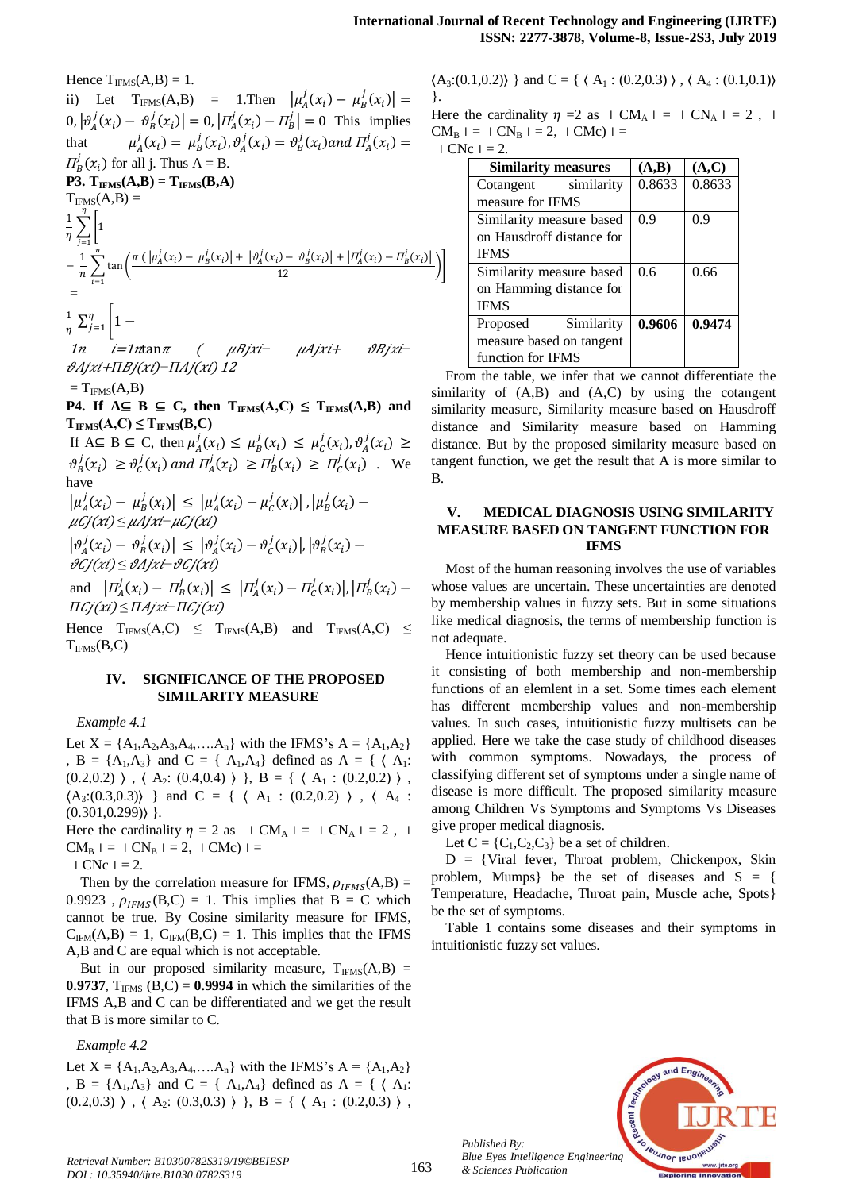Hence $T_{IFMS}(A,B) = 1$.

ii) Let $T_{IFMS}(A,B) = 1$. Then $|\mu_A^j(x_i) - \mu_B^j(x_i)| = 0$, $|\vartheta_A^j(x_i) - \vartheta_B^j(x_i)| = 0$, $|\Pi_A^j(x_i) - \Pi_B^j| = 0$ This implies that $\mu_A^j(x_i) = \mu_B^j(x_i), \vartheta_A^j(x_i) = \vartheta_B^j(x_i) and\ \Pi_A^j(x_i) = \Pi_B^j(x_i)$ for all j. Thus A = B.

**P3. $T_{IFMS}(A,B) = T_{IFMS}(B,A)$**

$T_{IFMS}(A,B) =$

$$\frac{1}{\eta}\sum_{j=1}^{\eta}\left[1 - \frac{1}{n}\sum_{i=1}^{n}\tan\left(\frac{\pi\left(|\mu_A^j(x_i) - \mu_B^j(x_i)| + |\vartheta_A^j(x_i) - \vartheta_B^j(x_i)| + |\Pi_A^j(x_i) - \Pi_B^j(x_i)|\right)}{12}\right)\right]$$

$$= \frac{1}{\eta}\sum_{j=1}^{\eta}\left[1 - \frac{1}{n}\sum_{i=1}^{n}\tan\left(\frac{\pi\left(|\mu_B^j(x_i) - \mu_A^j(x_i)| + |\vartheta_B^j(x_i) - \vartheta_A^j(x_i)| + |\Pi_B^j(x_i) - \Pi_A^j(x_i)|\right)}{12}\right)\right]$$

$= T_{IFMS}(B,A)$

**P4. If $A \subseteq B \subseteq C$, then $T_{IFMS}(A,C) \leq T_{IFMS}(A,B)$ and $T_{IFMS}(A,C) \leq T_{IFMS}(B,C)$**

If $A \subseteq B \subseteq C$, then $\mu_A^j(x_i) \leq \mu_B^j(x_i) \leq \mu_C^j(x_i), \vartheta_A^j(x_i) \geq \vartheta_B^j(x_i) \geq \vartheta_C^j(x_i)\ and\ \Pi_A^j(x_i) \geq \Pi_B^j(x_i) \geq \Pi_C^j(x_i)$. We have

$|\mu_A^j(x_i) - \mu_B^j(x_i)| \leq |\mu_A^j(x_i) - \mu_C^j(x_i)|$, $|\mu_B^j(x_i) - \mu_C^j(x_i)| \leq |\mu_A^j(x_i) - \mu_C^j(x_i)|$

$|\vartheta_A^j(x_i) - \vartheta_B^j(x_i)| \leq |\vartheta_A^j(x_i) - \vartheta_C^j(x_i)|$, $|\vartheta_B^j(x_i) - \vartheta_C^j(x_i)| \leq |\vartheta_A^j(x_i) - \vartheta_C^j(x_i)|$

and $|\Pi_A^j(x_i) - \Pi_B^j(x_i)| \leq |\Pi_A^j(x_i) - \Pi_C^j(x_i)|$, $|\Pi_B^j(x_i) - \Pi_C^j(x_i)| \leq |\Pi_A^j(x_i) - \Pi_C^j(x_i)|$

Hence $T_{IFMS}(A,C) \leq T_{IFMS}(A,B)$ and $T_{IFMS}(A,C) \leq T_{IFMS}(B,C)$

## IV. SIGNIFICANCE OF THE PROPOSED SIMILARITY MEASURE

*Example 4.1*

Let $X = \{A_1,A_2,A_3,A_4,\ldots.A_n\}$ with the IFMS's $A = \{A_1,A_2\}$, $B = \{A_1,A_3\}$ and $C = \{A_1,A_4\}$ defined as $A = \{\langle A_1: (0.2,0.2)\rangle, \langle A_2: (0.4,0.4)\rangle\}$, $B = \{\langle A_1 : (0.2,0.2)\rangle, \langle A_3:(0.3,0.3)\rangle\}$ and $C = \{\langle A_1 : (0.2,0.2)\rangle, \langle A_4 : (0.301,0.299)\rangle\}$.

Here the cardinality $\eta = 2$ as $|CM_A| = |CN_A| = 2$, $|CM_B| = |CN_B| = 2$, $|CMc| = |CNc| = 2$.

Then by the correlation measure for IFMS, $\rho_{IFMS}(A,B) = 0.9923$, $\rho_{IFMS}(B,C) = 1$. This implies that B = C which cannot be true. By Cosine similarity measure for IFMS, $C_{IFM}(A,B) = 1$, $C_{IFM}(B,C) = 1$. This implies that the IFMS A,B and C are equal which is not acceptable.

But in our proposed similarity measure, $T_{IFMS}(A,B) =$ **0.9737**, $T_{IFMS}(B,C) =$ **0.9994** in which the similarities of the IFMS A,B and C can be differentiated and we get the result that B is more similar to C.

*Example 4.2*

Let $X = \{A_1,A_2,A_3,A_4,\ldots.A_n\}$ with the IFMS's $A = \{A_1,A_2\}$, $B = \{A_1,A_3\}$ and $C = \{A_1,A_4\}$ defined as $A = \{\langle A_1: (0.2,0.3)\rangle, \langle A_2: (0.3,0.3)\rangle\}$, $B = \{\langle A_1 : (0.2,0.3)\rangle, \langle A_3:(0.1,0.2)\rangle\}$ and $C = \{\langle A_1 : (0.2,0.3)\rangle, \langle A_4 : (0.1,0.1)\rangle\}$.

Here the cardinality $\eta = 2$ as $|CM_A| = |CN_A| = 2$, $|CM_B| = |CN_B| = 2$, $|CMc| = |CNc| = 2$.

| Similarity measures | (A,B) | (A,C) |
|---|---|---|
| Cotangent similarity measure for IFMS | 0.8633 | 0.8633 |
| Similarity measure based on Hausdroff distance for IFMS | 0.9 | 0.9 |
| Similarity measure based on Hamming distance for IFMS | 0.6 | 0.66 |
| Proposed Similarity measure based on tangent function for IFMS | **0.9606** | **0.9474** |

From the table, we infer that we cannot differentiate the similarity of (A,B) and (A,C) by using the cotangent similarity measure, Similarity measure based on Hausdroff distance and Similarity measure based on Hamming distance. But by the proposed similarity measure based on tangent function, we get the result that A is more similar to B.

## V. MEDICAL DIAGNOSIS USING SIMILARITY MEASURE BASED ON TANGENT FUNCTION FOR IFMS

Most of the human reasoning involves the use of variables whose values are uncertain. These uncertainties are denoted by membership values in fuzzy sets. But in some situations like medical diagnosis, the terms of membership function is not adequate.

Hence intuitionistic fuzzy set theory can be used because it consisting of both membership and non-membership functions of an elemlent in a set. Some times each element has different membership values and non-membership values. In such cases, intuitionistic fuzzy multisets can be applied. Here we take the case study of childhood diseases with common symptoms. Nowadays, the process of classifying different set of symptoms under a single name of disease is more difficult. The proposed similarity measure among Children Vs Symptoms and Symptoms Vs Diseases give proper medical diagnosis.

Let $C = \{C_1,C_2,C_3\}$ be a set of children.

D = {Viral fever, Throat problem, Chickenpox, Skin problem, Mumps} be the set of diseases and S = { Temperature, Headache, Throat pain, Muscle ache, Spots} be the set of symptoms.

Table 1 contains some diseases and their symptoms in intuitionistic fuzzy set values.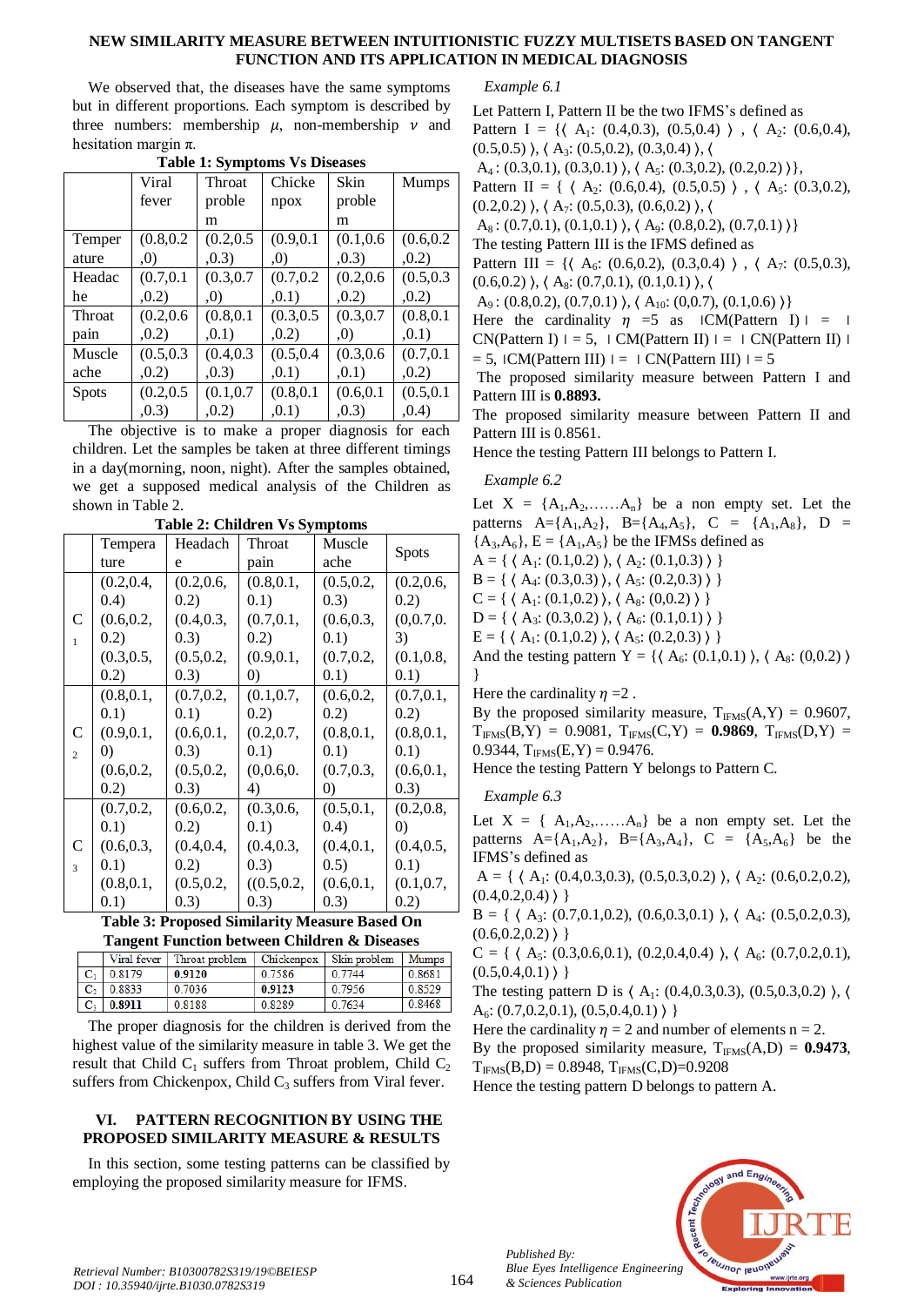We observed that, the diseases have the same symptoms but in different proportions. Each symptom is described by three numbers: membership $\mu$, non-membership $\nu$ and hesitation margin $\pi$.

**Table 1: Symptoms Vs Diseases**

| | Viral fever | Throat problem | Chickenpox | Skin problem | Mumps |
|---|---|---|---|---|---|
| Temperature | (0.8,0.2,0) | (0.2,0.5,0.3) | (0.9,0.1,0) | (0.1,0.6,0.3) | (0.6,0.2,0.2) |
| Headache | (0.7,0.1,0.2) | (0.3,0.7,0) | (0.7,0.2,0.1) | (0.2,0.6,0.2) | (0.5,0.3,0.2) |
| Throat pain | (0.2,0.6,0.2) | (0.8,0.1,0.1) | (0.3,0.5,0.2) | (0.3,0.7,0) | (0.8,0.1,0.1) |
| Muscle ache | (0.5,0.3,0.2) | (0.4,0.3,0.3) | (0.5,0.4,0.1) | (0.3,0.6,0.1) | (0.7,0.1,0.2) |
| Spots | (0.2,0.5,0.3) | (0.1,0.7,0.2) | (0.8,0.1,0.1) | (0.6,0.1,0.3) | (0.5,0.1,0.4) |

The objective is to make a proper diagnosis for each children. Let the samples be taken at three different timings in a day(morning, noon, night). After the samples obtained, we get a supposed medical analysis of the Children as shown in Table 2.

**Table 2: Children Vs Symptoms**

| | Temperature | Headache | Throat pain | Muscle ache | Spots |
|---|---|---|---|---|---|
| $C_1$ | (0.2,0.4, 0.4) | (0.2,0.6, 0.2) | (0.8,0.1, 0.1) | (0.5,0.2, 0.3) | (0.2,0.6, 0.2) |
| | (0.6,0.2, 0.2) | (0.4,0.3, 0.3) | (0.7,0.1, 0.2) | (0.6,0.3, 0.1) | (0,0.7,0. 3) |
| | (0.3,0.5, 0.2) | (0.5,0.2, 0.3) | (0.9,0.1, 0) | (0.7,0.2, 0.1) | (0.1,0.8, 0.1) |
| $C_2$ | (0.8,0.1, 0.1) | (0.7,0.2, 0.1) | (0.1,0.7, 0.2) | (0.6,0.2, 0.2) | (0.7,0.1, 0.2) |
| | (0.9,0.1, 0) | (0.6,0.1, 0.3) | (0.2,0.7, 0.1) | (0.8,0.1, 0.1) | (0.8,0.1, 0.1) |
| | (0.6,0.2, 0.2) | (0.5,0.2, 0.3) | (0,0.6,0. 4) | (0.7,0.3, 0) | (0.6,0.1, 0.3) |
| $C_3$ | (0.7,0.2, 0.1) | (0.6,0.2, 0.2) | (0.3,0.6, 0.1) | (0.5,0.1, 0.4) | (0.2,0.8, 0) |
| | (0.6,0.3, 0.1) | (0.4,0.4, 0.2) | (0.4,0.3, 0.3) | (0.4,0.1, 0.5) | (0.4,0.5, 0.1) |
| | (0.8,0.1, 0.1) | (0.5,0.2, 0.3) | ((0.5,0.2, 0.3) | (0.6,0.1, 0.3) | (0.1,0.7, 0.2) |

**Table 3: Proposed Similarity Measure Based On Tangent Function between Children & Diseases**

| | Viral fever | Throat problem | Chickenpox | Skin problem | Mumps |
|---|---|---|---|---|---|
| $C_1$ | 0.8179 | **0.9120** | 0.7586 | 0.7744 | 0.8681 |
| $C_2$ | 0.8833 | 0.7036 | **0.9123** | 0.7956 | 0.8529 |
| $C_3$ | **0.8911** | 0.8188 | 0.8289 | 0.7634 | 0.8468 |

The proper diagnosis for the children is derived from the highest value of the similarity measure in table 3. We get the result that Child $C_1$ suffers from Throat problem, Child $C_2$ suffers from Chickenpox, Child $C_3$ suffers from Viral fever.

## VI. PATTERN RECOGNITION BY USING THE PROPOSED SIMILARITY MEASURE & RESULTS

In this section, some testing patterns can be classified by employing the proposed similarity measure for IFMS.

*Example 6.1*

Let Pattern I, Pattern II be the two IFMS's defined as

Pattern I = {⟨ $A_1$: (0.4,0.3), (0.5,0.4) ⟩ , ⟨ $A_2$: (0.6,0.4), (0.5,0.5) ⟩, ⟨ $A_3$: (0.5,0.2), (0.3,0.4) ⟩, ⟨ $A_4$ : (0.3,0.1), (0.3,0.1) ⟩, ⟨ $A_5$: (0.3,0.2), (0.2,0.2) ⟩},

Pattern II = { ⟨ $A_2$: (0.6,0.4), (0.5,0.5) ⟩ , ⟨ $A_5$: (0.3,0.2), (0.2,0.2) ⟩, ⟨ $A_7$: (0.5,0.3), (0.6,0.2) ⟩, ⟨ $A_8$ : (0.7,0.1), (0.1,0.1) ⟩, ⟨ $A_9$: (0.8,0.2), (0.7,0.1) ⟩}

The testing Pattern III is the IFMS defined as

Pattern III = {⟨ $A_6$: (0.6,0.2), (0.3,0.4) ⟩ , ⟨ $A_7$: (0.5,0.3), (0.6,0.2) ⟩, ⟨ $A_8$: (0.7,0.1), (0.1,0.1) ⟩, ⟨ $A_9$ : (0.8,0.2), (0.7,0.1) ⟩, ⟨ $A_{10}$: (0,0.7), (0.1,0.6) ⟩}

Here the cardinality $\eta$ =5 as ∣CM(Pattern I)∣ = ∣CN(Pattern I)∣= 5, ∣CM(Pattern II)∣ = ∣CN(Pattern II)∣ = 5, ∣CM(Pattern III)∣ = ∣CN(Pattern III)∣= 5

The proposed similarity measure between Pattern I and Pattern III is **0.8893.**

The proposed similarity measure between Pattern II and Pattern III is 0.8561.

Hence the testing Pattern III belongs to Pattern I.

*Example 6.2*

Let X = $\{A_1,A_2,\ldots\ldots A_n\}$ be a non empty set. Let the patterns A=$\{A_1,A_2\}$, B=$\{A_4,A_5\}$, C = $\{A_1,A_8\}$, D = $\{A_3,A_6\}$, E = $\{A_1,A_5\}$ be the IFMSs defined as

A = { ⟨ $A_1$: (0.1,0.2) ⟩, ⟨ $A_2$: (0.1,0.3) ⟩ }

B = { ⟨ $A_4$: (0.3,0.3) ⟩, ⟨ $A_5$: (0.2,0.3) ⟩ }

C = { ⟨ $A_1$: (0.1,0.2) ⟩, ⟨ $A_8$: (0,0.2) ⟩ }

D = { ⟨ $A_3$: (0.3,0.2) ⟩, ⟨ $A_6$: (0.1,0.1) ⟩ }

E = { ⟨ $A_1$: (0.1,0.2) ⟩, ⟨ $A_5$: (0.2,0.3) ⟩ }

And the testing pattern Y = {⟨ $A_6$: (0.1,0.1) ⟩, ⟨ $A_8$: (0,0.2) ⟩ }

Here the cardinality $\eta$ =2 .

By the proposed similarity measure, $T_{IFMS}(A,Y)$ = 0.9607, $T_{IFMS}(B,Y)$ = 0.9081, $T_{IFMS}(C,Y)$ = **0.9869**, $T_{IFMS}(D,Y)$ = 0.9344, $T_{IFMS}(E,Y)$ = 0.9476.

Hence the testing Pattern Y belongs to Pattern C.

*Example 6.3*

Let X = $\{A_1,A_2,\ldots\ldots A_n\}$ be a non empty set. Let the patterns A=$\{A_1,A_2\}$, B=$\{A_3,A_4\}$, C = $\{A_5,A_6\}$ be the IFMS's defined as

A = { ⟨ $A_1$: (0.4,0.3,0.3), (0.5,0.3,0.2) ⟩, ⟨ $A_2$: (0.6,0.2,0.2), (0.4,0.2,0.4) ⟩ }

B = { ⟨ $A_3$: (0.7,0.1,0.2), (0.6,0.3,0.1) ⟩, ⟨ $A_4$: (0.5,0.2,0.3), (0.6,0.2,0.2) ⟩ }

C = { ⟨ $A_5$: (0.3,0.6,0.1), (0.2,0.4,0.4) ⟩, ⟨ $A_6$: (0.7,0.2,0.1), (0.5,0.4,0.1) ⟩ }

The testing pattern D is { ⟨ $A_1$: (0.4,0.3,0.3), (0.5,0.3,0.2) ⟩, ⟨ $A_6$: (0.7,0.2,0.1), (0.5,0.4,0.1) ⟩ }

Here the cardinality $\eta$ = 2 and number of elements n = 2.

By the proposed similarity measure, $T_{IFMS}(A,D)$ = **0.9473**, $T_{IFMS}(B,D)$ = 0.8948, $T_{IFMS}(C,D)$=0.9208

Hence the testing pattern D belongs to pattern A.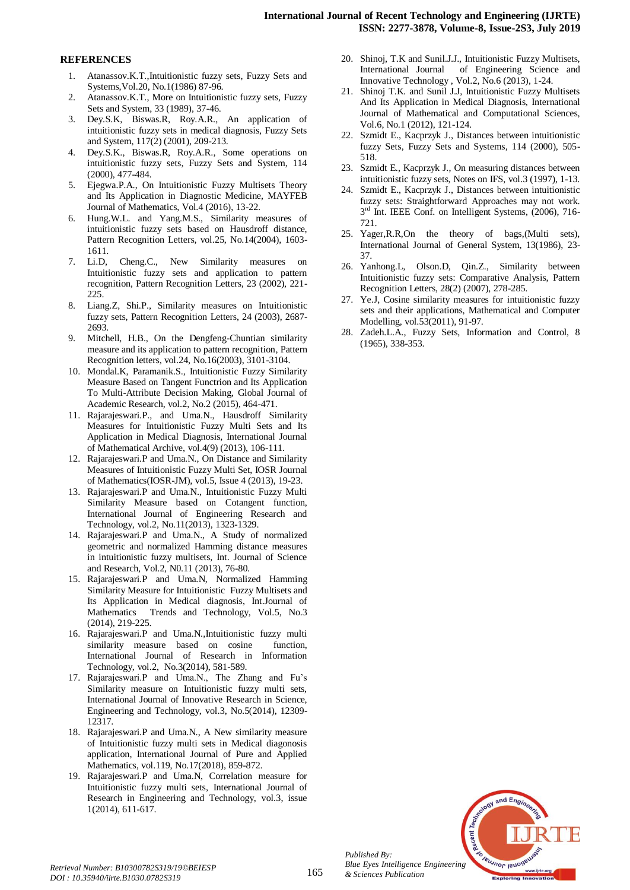## REFERENCES

1. Atanassov.K.T.,Intuitionistic fuzzy sets, Fuzzy Sets and Systems,Vol.20, No.1(1986) 87-96.
2. Atanassov.K.T., More on Intuitionistic fuzzy sets, Fuzzy Sets and System, 33 (1989), 37-46.
3. Dey.S.K, Biswas.R, Roy.A.R., An application of intuitionistic fuzzy sets in medical diagnosis, Fuzzy Sets and System, 117(2) (2001), 209-213.
4. Dey.S.K., Biswas.R, Roy.A.R., Some operations on intuitionistic fuzzy sets, Fuzzy Sets and System, 114 (2000), 477-484.
5. Ejegwa.P.A., On Intuitionistic Fuzzy Multisets Theory and Its Application in Diagnostic Medicine, MAYFEB Journal of Mathematics, Vol.4 (2016), 13-22.
6. Hung.W.L. and Yang.M.S., Similarity measures of intuitionistic fuzzy sets based on Hausdroff distance, Pattern Recognition Letters, vol.25, No.14(2004), 1603-1611.
7. Li.D, Cheng.C., New Similarity measures on Intuitionistic fuzzy sets and application to pattern recognition, Pattern Recognition Letters, 23 (2002), 221-225.
8. Liang.Z, Shi.P., Similarity measures on Intuitionistic fuzzy sets, Pattern Recognition Letters, 24 (2003), 2687-2693.
9. Mitchell, H.B., On the Dengfeng-Chuntian similarity measure and its application to pattern recognition, Pattern Recognition letters, vol.24, No.16(2003), 3101-3104.
10. Mondal.K, Paramanik.S., Intuitionistic Fuzzy Similarity Measure Based on Tangent Functrion and Its Application To Multi-Attribute Decision Making, Global Journal of Academic Research, vol.2, No.2 (2015), 464-471.
11. Rajarajeswari.P., and Uma.N., Hausdroff Similarity Measures for Intuitionistic Fuzzy Multi Sets and Its Application in Medical Diagnosis, International Journal of Mathematical Archive, vol.4(9) (2013), 106-111.
12. Rajarajeswari.P and Uma.N., On Distance and Similarity Measures of Intuitionistic Fuzzy Multi Set, IOSR Journal of Mathematics(IOSR-JM), vol.5, Issue 4 (2013), 19-23.
13. Rajarajeswari.P and Uma.N., Intuitionistic Fuzzy Multi Similarity Measure based on Cotangent function, International Journal of Engineering Research and Technology, vol.2, No.11(2013), 1323-1329.
14. Rajarajeswari.P and Uma.N., A Study of normalized geometric and normalized Hamming distance measures in intuitionistic fuzzy multisets, Int. Journal of Science and Research, Vol.2, N0.11 (2013), 76-80.
15. Rajarajeswari.P and Uma.N, Normalized Hamming Similarity Measure for Intuitionistic Fuzzy Multisets and Its Application in Medical diagnosis, Int.Journal of Mathematics Trends and Technology, Vol.5, No.3 (2014), 219-225.
16. Rajarajeswari.P and Uma.N.,Intuitionistic fuzzy multi similarity measure based on cosine function, International Journal of Research in Information Technology, vol.2, No.3(2014), 581-589.
17. Rajarajeswari.P and Uma.N., The Zhang and Fu's Similarity measure on Intuitionistic fuzzy multi sets, International Journal of Innovative Research in Science, Engineering and Technology, vol.3, No.5(2014), 12309-12317.
18. Rajarajeswari.P and Uma.N., A New similarity measure of Intuitionistic fuzzy multi sets in Medical diagonosis application, International Journal of Pure and Applied Mathematics, vol.119, No.17(2018), 859-872.
19. Rajarajeswari.P and Uma.N, Correlation measure for Intuitionistic fuzzy multi sets, International Journal of Research in Engineering and Technology, vol.3, issue 1(2014), 611-617.
20. Shinoj, T.K and Sunil.J.J., Intuitionistic Fuzzy Multisets, International Journal of Engineering Science and Innovative Technology , Vol.2, No.6 (2013), 1-24.
21. Shinoj T.K. and Sunil J.J, Intuitionistic Fuzzy Multisets And Its Application in Medical Diagnosis, International Journal of Mathematical and Computational Sciences, Vol.6, No.1 (2012), 121-124.
22. Szmidt E., Kacprzyk J., Distances between intuitionistic fuzzy Sets, Fuzzy Sets and Systems, 114 (2000), 505-518.
23. Szmidt E., Kacprzyk J., On measuring distances between intuitionistic fuzzy sets, Notes on IFS, vol.3 (1997), 1-13.
24. Szmidt E., Kacprzyk J., Distances between intuitionistic fuzzy sets: Straightforward Approaches may not work. 3rd Int. IEEE Conf. on Intelligent Systems, (2006), 716-721.
25. Yager,R.R,On the theory of bags,(Multi sets), International Journal of General System, 13(1986), 23-37.
26. Yanhong.L, Olson.D, Qin.Z., Similarity between Intuitionistic fuzzy sets: Comparative Analysis, Pattern Recognition Letters, 28(2) (2007), 278-285.
27. Ye.J, Cosine similarity measures for intuitionistic fuzzy sets and their applications, Mathematical and Computer Modelling, vol.53(2011), 91-97.
28. Zadeh.L.A., Fuzzy Sets, Information and Control, 8 (1965), 338-353.